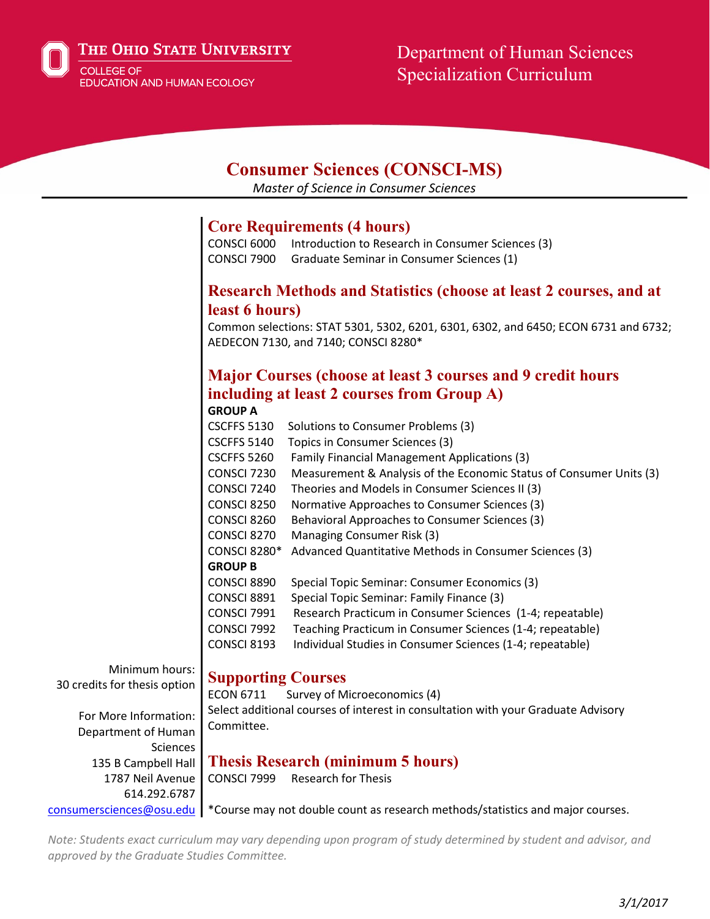The Ohio State University
College of Education and Human Ecology

Department of Human Sciences
Specialization Curriculum

# Consumer Sciences (CONSCI-MS)

*Master of Science in Consumer Sciences*

## Core Requirements (4 hours)

CONSCI 6000 Introduction to Research in Consumer Sciences (3)
CONSCI 7900 Graduate Seminar in Consumer Sciences (1)

## Research Methods and Statistics (choose at least 2 courses, and at least 6 hours)

Common selections: STAT 5301, 5302, 6201, 6301, 6302, and 6450; ECON 6731 and 6732; AEDECON 7130, and 7140; CONSCI 8280*

## Major Courses (choose at least 3 courses and 9 credit hours including at least 2 courses from Group A)

**GROUP A**

CSCFFS 5130 Solutions to Consumer Problems (3)
CSCFFS 5140 Topics in Consumer Sciences (3)
CSCFFS 5260 Family Financial Management Applications (3)
CONSCI 7230 Measurement & Analysis of the Economic Status of Consumer Units (3)
CONSCI 7240 Theories and Models in Consumer Sciences II (3)
CONSCI 8250 Normative Approaches to Consumer Sciences (3)
CONSCI 8260 Behavioral Approaches to Consumer Sciences (3)
CONSCI 8270 Managing Consumer Risk (3)
CONSCI 8280* Advanced Quantitative Methods in Consumer Sciences (3)

**GROUP B**

CONSCI 8890 Special Topic Seminar: Consumer Economics (3)
CONSCI 8891 Special Topic Seminar: Family Finance (3)
CONSCI 7991 Research Practicum in Consumer Sciences (1-4; repeatable)
CONSCI 7992 Teaching Practicum in Consumer Sciences (1-4; repeatable)
CONSCI 8193 Individual Studies in Consumer Sciences (1-4; repeatable)

## Supporting Courses

ECON 6711 Survey of Microeconomics (4)
Select additional courses of interest in consultation with your Graduate Advisory Committee.

## Thesis Research (minimum 5 hours)

CONSCI 7999 Research for Thesis

*Course may not double count as research methods/statistics and major courses.

Minimum hours:
30 credits for thesis option

For More Information:
Department of Human Sciences
135 B Campbell Hall
1787 Neil Avenue
614.292.6787
consumersciences@osu.edu

*Note: Students exact curriculum may vary depending upon program of study determined by student and advisor, and approved by the Graduate Studies Committee.*

*3/1/2017*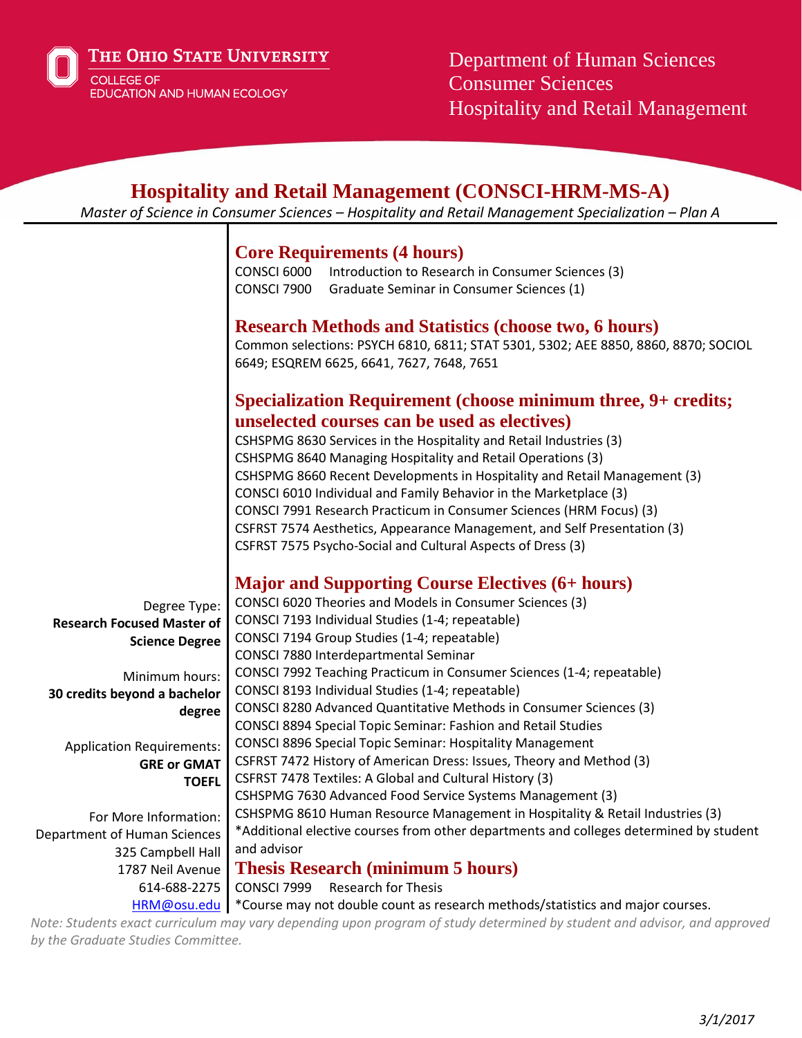The Ohio State University
College of Education and Human Ecology

Department of Human Sciences
Consumer Sciences
Hospitality and Retail Management

# Hospitality and Retail Management (CONSCI-HRM-MS-A)

*Master of Science in Consumer Sciences – Hospitality and Retail Management Specialization – Plan A*

Degree Type:
**Research Focused Master of Science Degree**

Minimum hours:
**30 credits beyond a bachelor degree**

Application Requirements:
**GRE or GMAT**
**TOEFL**

For More Information:
Department of Human Sciences
325 Campbell Hall
1787 Neil Avenue
614-688-2275
HRM@osu.edu

## Core Requirements (4 hours)

CONSCI 6000 Introduction to Research in Consumer Sciences (3)
CONSCI 7900 Graduate Seminar in Consumer Sciences (1)

## Research Methods and Statistics (choose two, 6 hours)

Common selections: PSYCH 6810, 6811; STAT 5301, 5302; AEE 8850, 8860, 8870; SOCIOL 6649; ESQREM 6625, 6641, 7627, 7648, 7651

## Specialization Requirement (choose minimum three, 9+ credits; unselected courses can be used as electives)

CSHSPMG 8630 Services in the Hospitality and Retail Industries (3)
CSHSPMG 8640 Managing Hospitality and Retail Operations (3)
CSHSPMG 8660 Recent Developments in Hospitality and Retail Management (3)
CONSCI 6010 Individual and Family Behavior in the Marketplace (3)
CONSCI 7991 Research Practicum in Consumer Sciences (HRM Focus) (3)
CSFRST 7574 Aesthetics, Appearance Management, and Self Presentation (3)
CSFRST 7575 Psycho-Social and Cultural Aspects of Dress (3)

## Major and Supporting Course Electives (6+ hours)

CONSCI 6020 Theories and Models in Consumer Sciences (3)
CONSCI 7193 Individual Studies (1-4; repeatable)
CONSCI 7194 Group Studies (1-4; repeatable)
CONSCI 7880 Interdepartmental Seminar
CONSCI 7992 Teaching Practicum in Consumer Sciences (1-4; repeatable)
CONSCI 8193 Individual Studies (1-4; repeatable)
CONSCI 8280 Advanced Quantitative Methods in Consumer Sciences (3)
CONSCI 8894 Special Topic Seminar: Fashion and Retail Studies
CONSCI 8896 Special Topic Seminar: Hospitality Management
CSFRST 7472 History of American Dress: Issues, Theory and Method (3)
CSFRST 7478 Textiles: A Global and Cultural History (3)
CSHSPMG 7630 Advanced Food Service Systems Management (3)
CSHSPMG 8610 Human Resource Management in Hospitality & Retail Industries (3)
*Additional elective courses from other departments and colleges determined by student and advisor

## Thesis Research (minimum 5 hours)

CONSCI 7999 Research for Thesis

*Course may not double count as research methods/statistics and major courses.

*Note: Students exact curriculum may vary depending upon program of study determined by student and advisor, and approved by the Graduate Studies Committee.*

*3/1/2017*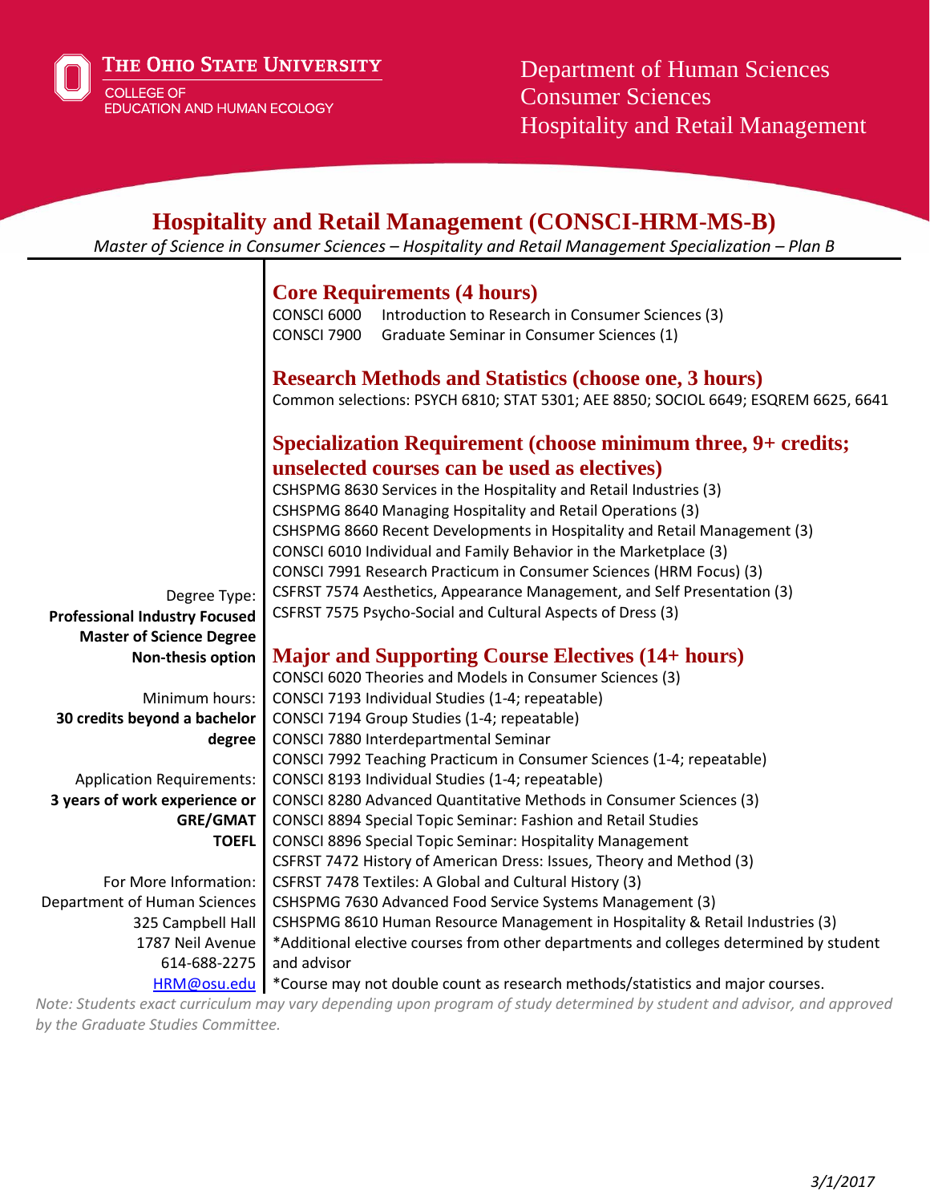THE OHIO STATE UNIVERSITY

COLLEGE OF EDUCATION AND HUMAN ECOLOGY

Department of Human Sciences
Consumer Sciences
Hospitality and Retail Management

# Hospitality and Retail Management (CONSCI-HRM-MS-B)

*Master of Science in Consumer Sciences – Hospitality and Retail Management Specialization – Plan B*

Degree Type:
**Professional Industry Focused Master of Science Degree**
**Non-thesis option**

Minimum hours:
**30 credits beyond a bachelor degree**

Application Requirements:
**3 years of work experience or GRE/GMAT**
**TOEFL**

For More Information:
Department of Human Sciences
325 Campbell Hall
1787 Neil Avenue
614-688-2275
HRM@osu.edu

## Core Requirements (4 hours)

CONSCI 6000 Introduction to Research in Consumer Sciences (3)
CONSCI 7900 Graduate Seminar in Consumer Sciences (1)

## Research Methods and Statistics (choose one, 3 hours)

Common selections: PSYCH 6810; STAT 5301; AEE 8850; SOCIOL 6649; ESQREM 6625, 6641

## Specialization Requirement (choose minimum three, 9+ credits; unselected courses can be used as electives)

CSHSPMG 8630 Services in the Hospitality and Retail Industries (3)
CSHSPMG 8640 Managing Hospitality and Retail Operations (3)
CSHSPMG 8660 Recent Developments in Hospitality and Retail Management (3)
CONSCI 6010 Individual and Family Behavior in the Marketplace (3)
CONSCI 7991 Research Practicum in Consumer Sciences (HRM Focus) (3)
CSFRST 7574 Aesthetics, Appearance Management, and Self Presentation (3)
CSFRST 7575 Psycho-Social and Cultural Aspects of Dress (3)

## Major and Supporting Course Electives (14+ hours)

CONSCI 6020 Theories and Models in Consumer Sciences (3)
CONSCI 7193 Individual Studies (1-4; repeatable)
CONSCI 7194 Group Studies (1-4; repeatable)
CONSCI 7880 Interdepartmental Seminar
CONSCI 7992 Teaching Practicum in Consumer Sciences (1-4; repeatable)
CONSCI 8193 Individual Studies (1-4; repeatable)
CONSCI 8280 Advanced Quantitative Methods in Consumer Sciences (3)
CONSCI 8894 Special Topic Seminar: Fashion and Retail Studies
CONSCI 8896 Special Topic Seminar: Hospitality Management
CSFRST 7472 History of American Dress: Issues, Theory and Method (3)
CSFRST 7478 Textiles: A Global and Cultural History (3)
CSHSPMG 7630 Advanced Food Service Systems Management (3)
CSHSPMG 8610 Human Resource Management in Hospitality & Retail Industries (3)
*Additional elective courses from other departments and colleges determined by student and advisor
*Course may not double count as research methods/statistics and major courses.

*Note: Students exact curriculum may vary depending upon program of study determined by student and advisor, and approved by the Graduate Studies Committee.*

*3/1/2017*